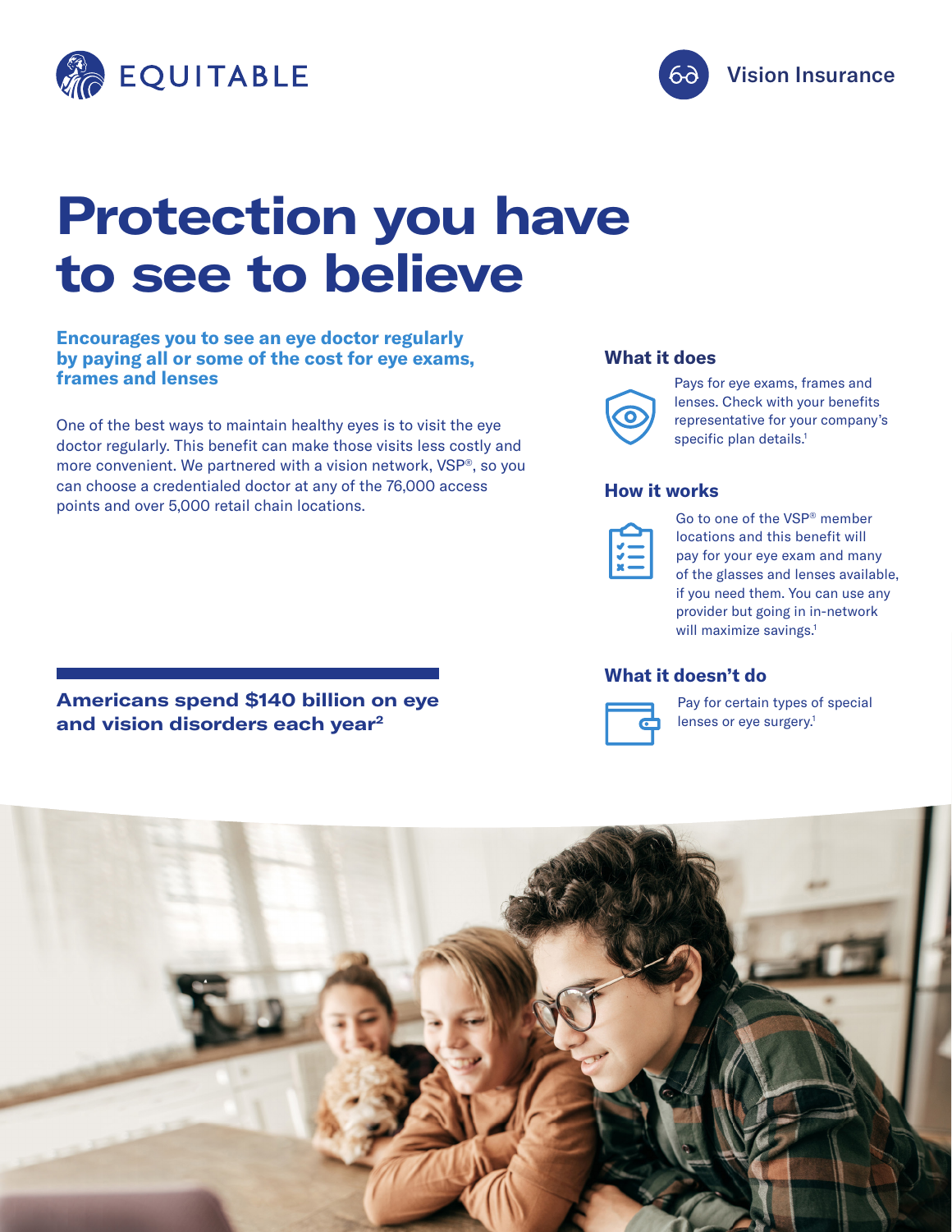EQUITABLE

Vision Insurance

# Protection you have to see to believe

**Encourages you to see an eye doctor regularly by paying all or some of the cost for eye exams, frames and lenses**

One of the best ways to maintain healthy eyes is to visit the eye doctor regularly. This benefit can make those visits less costly and more convenient. We partnered with a vision network, VSP®, so you can choose a credentialed doctor at any of the 76,000 access points and over 5,000 retail chain locations.

**Americans spend $140 billion on eye and vision disorders each year[2]**

### What it does

Pays for eye exams, frames and lenses. Check with your benefits representative for your company's specific plan details.[1]

### How it works

Go to one of the VSP® member locations and this benefit will pay for your eye exam and many of the glasses and lenses available, if you need them. You can use any provider but going in in-network will maximize savings.[1]

### What it doesn't do

Pay for certain types of special lenses or eye surgery.[1]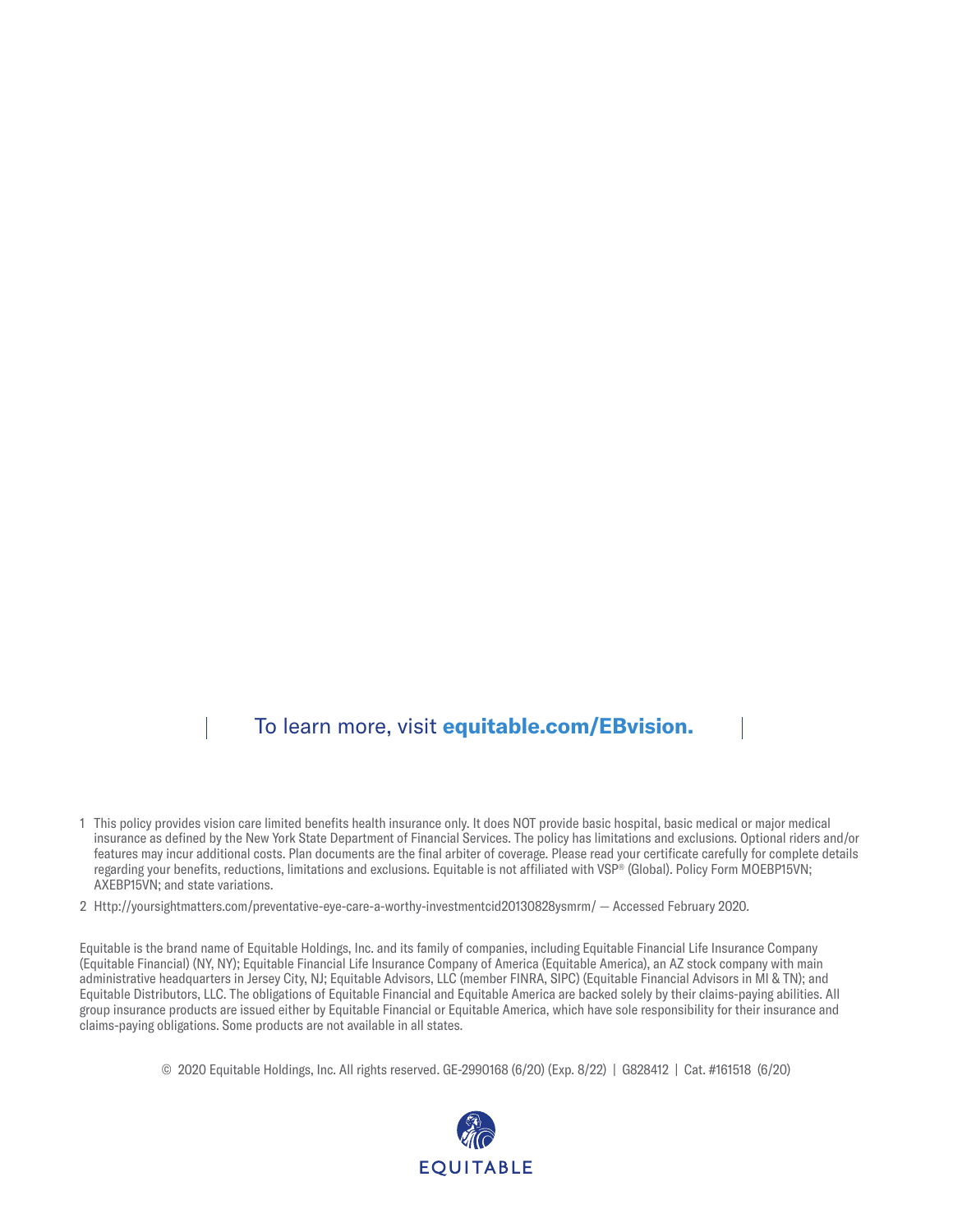To learn more, visit **equitable.com/EBvision.**

1 This policy provides vision care limited benefits health insurance only. It does NOT provide basic hospital, basic medical or major medical insurance as defined by the New York State Department of Financial Services. The policy has limitations and exclusions. Optional riders and/or features may incur additional costs. Plan documents are the final arbiter of coverage. Please read your certificate carefully for complete details regarding your benefits, reductions, limitations and exclusions. Equitable is not affiliated with VSP® (Global). Policy Form MOEBP15VN; AXEBP15VN; and state variations.

2 Http://yoursightmatters.com/preventative-eye-care-a-worthy-investmentcid20130828ysmrm/ — Accessed February 2020.

Equitable is the brand name of Equitable Holdings, Inc. and its family of companies, including Equitable Financial Life Insurance Company (Equitable Financial) (NY, NY); Equitable Financial Life Insurance Company of America (Equitable America), an AZ stock company with main administrative headquarters in Jersey City, NJ; Equitable Advisors, LLC (member FINRA, SIPC) (Equitable Financial Advisors in MI & TN); and Equitable Distributors, LLC. The obligations of Equitable Financial and Equitable America are backed solely by their claims-paying abilities. All group insurance products are issued either by Equitable Financial or Equitable America, which have sole responsibility for their insurance and claims-paying obligations. Some products are not available in all states.

© 2020 Equitable Holdings, Inc. All rights reserved. GE-2990168 (6/20) (Exp. 8/22) | G828412 | Cat. #161518 (6/20)

EQUITABLE